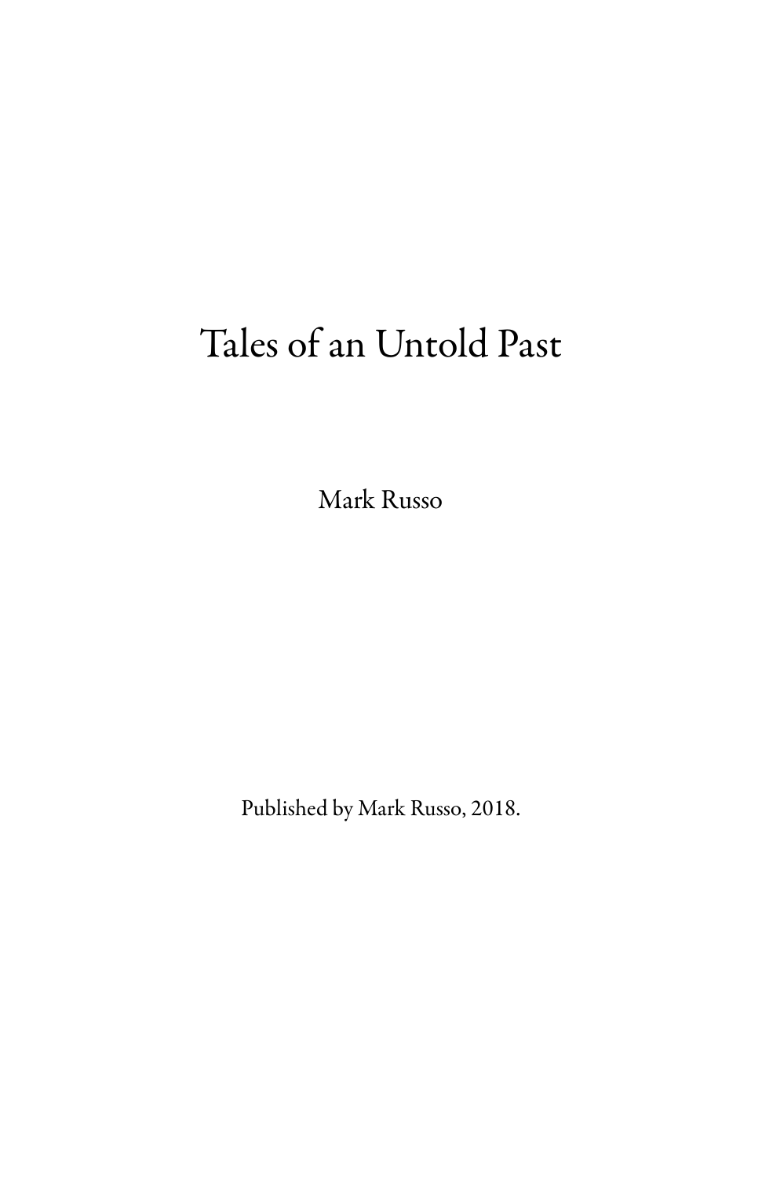# Tales of an Untold Past

Mark Russo

Published by Mark Russo, 2018.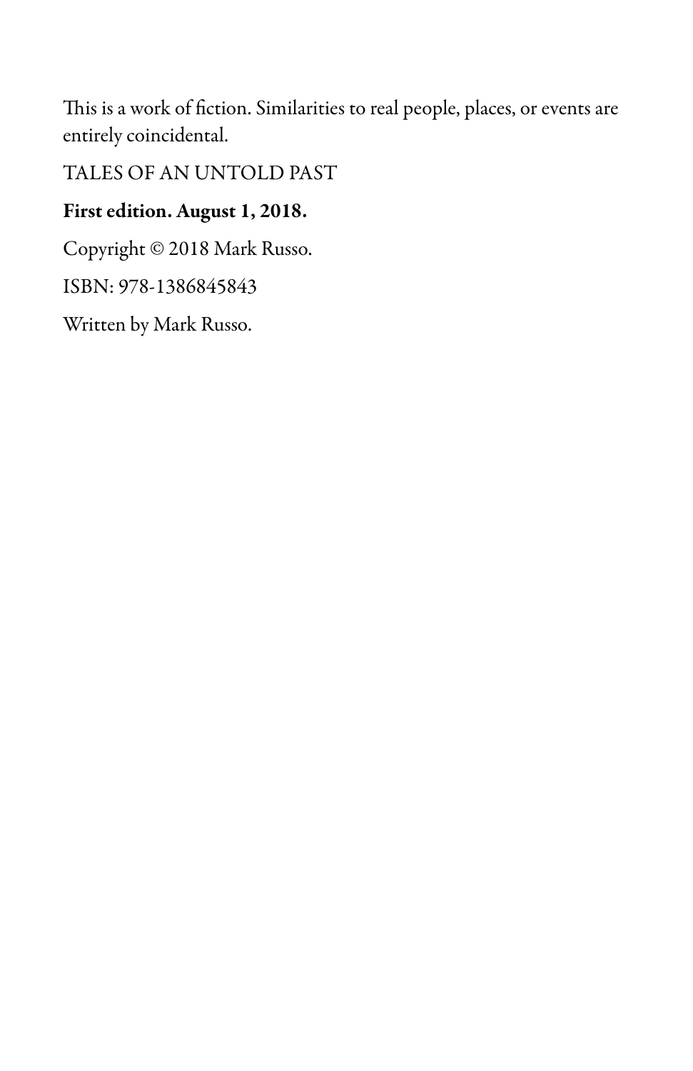This is a work of fiction. Similarities to real people, places, or events are entirely coincidental.

TALES OF AN UNTOLD PAST

**First edition. August 1, 2018.**

Copyright © 2018 Mark Russo.

ISBN: 978-1386845843

Written by Mark Russo.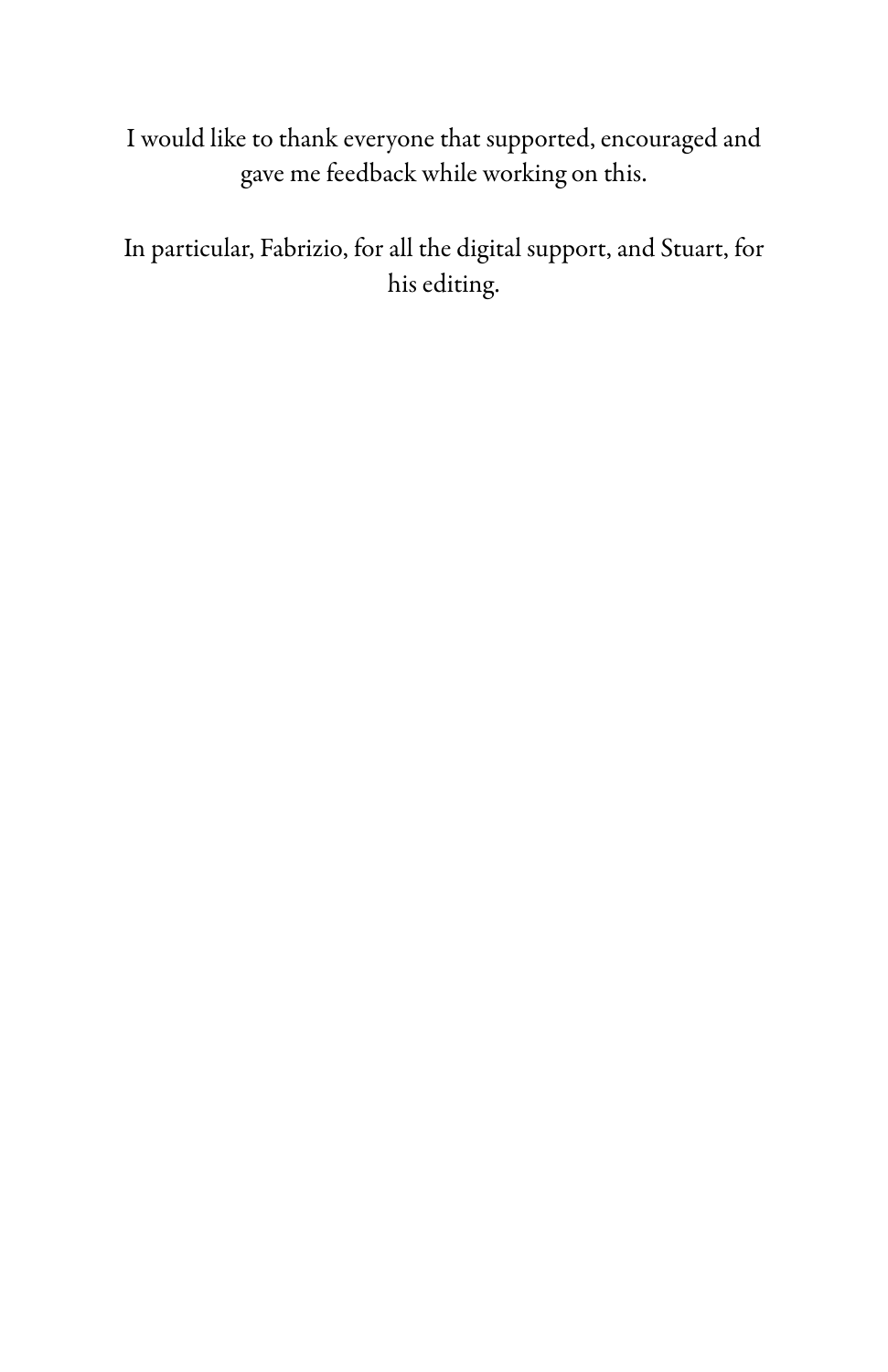I would like to thank everyone that supported, encouraged and gave me feedback while working on this.

In particular, Fabrizio, for all the digital support, and Stuart, for his editing.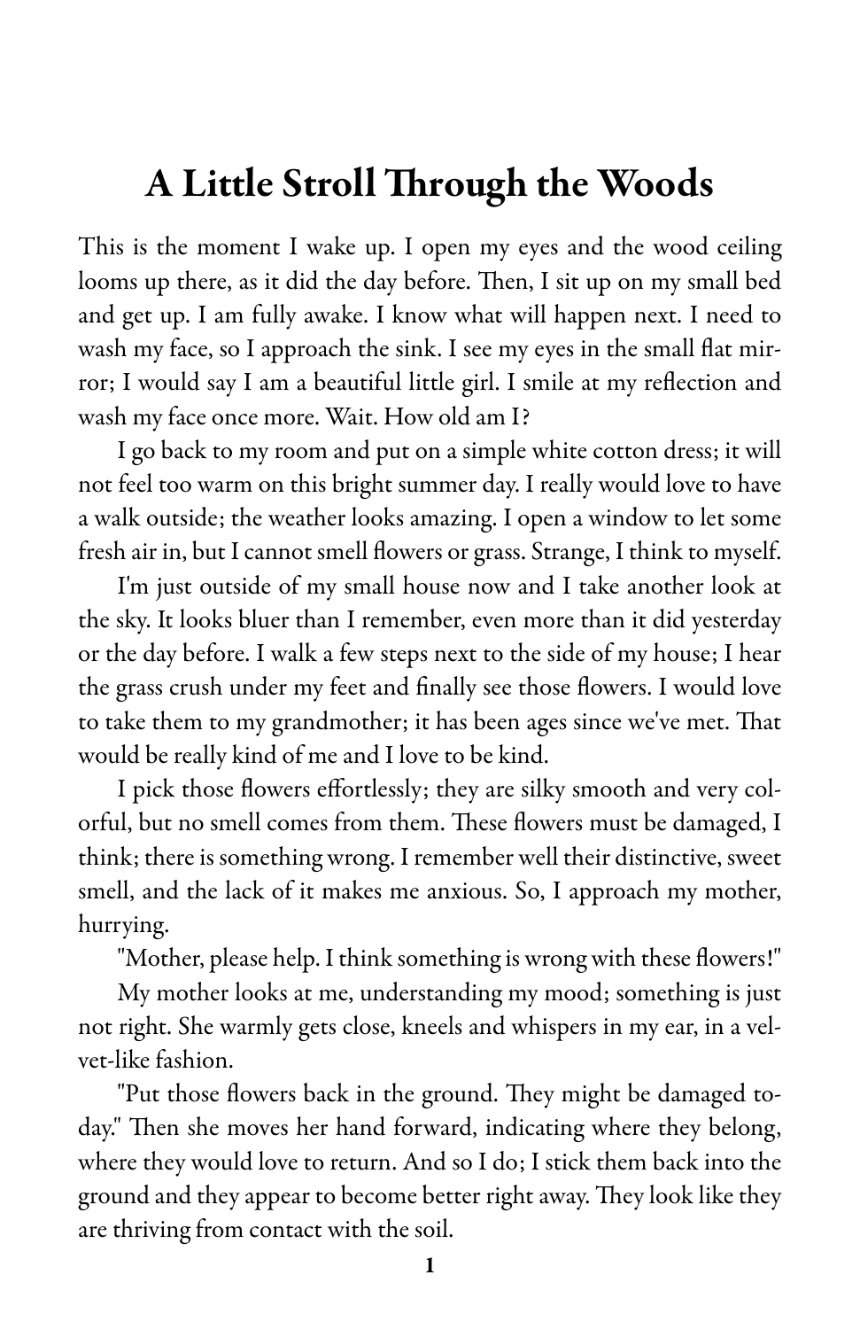# A Little Stroll Through the Woods

This is the moment I wake up. I open my eyes and the wood ceiling looms up there, as it did the day before. Then, I sit up on my small bed and get up. I am fully awake. I know what will happen next. I need to wash my face, so I approach the sink. I see my eyes in the small flat mirror; I would say I am a beautiful little girl. I smile at my reflection and wash my face once more. Wait. How old am I?

I go back to my room and put on a simple white cotton dress; it will not feel too warm on this bright summer day. I really would love to have a walk outside; the weather looks amazing. I open a window to let some fresh air in, but I cannot smell flowers or grass. Strange, I think to myself.

I'm just outside of my small house now and I take another look at the sky. It looks bluer than I remember, even more than it did yesterday or the day before. I walk a few steps next to the side of my house; I hear the grass crush under my feet and finally see those flowers. I would love to take them to my grandmother; it has been ages since we've met. That would be really kind of me and I love to be kind.

I pick those flowers effortlessly; they are silky smooth and very colorful, but no smell comes from them. These flowers must be damaged, I think; there is something wrong. I remember well their distinctive, sweet smell, and the lack of it makes me anxious. So, I approach my mother, hurrying.

"Mother, please help. I think something is wrong with these flowers!"

My mother looks at me, understanding my mood; something is just not right. She warmly gets close, kneels and whispers in my ear, in a velvet-like fashion.

"Put those flowers back in the ground. They might be damaged today." Then she moves her hand forward, indicating where they belong, where they would love to return. And so I do; I stick them back into the ground and they appear to become better right away. They look like they are thriving from contact with the soil.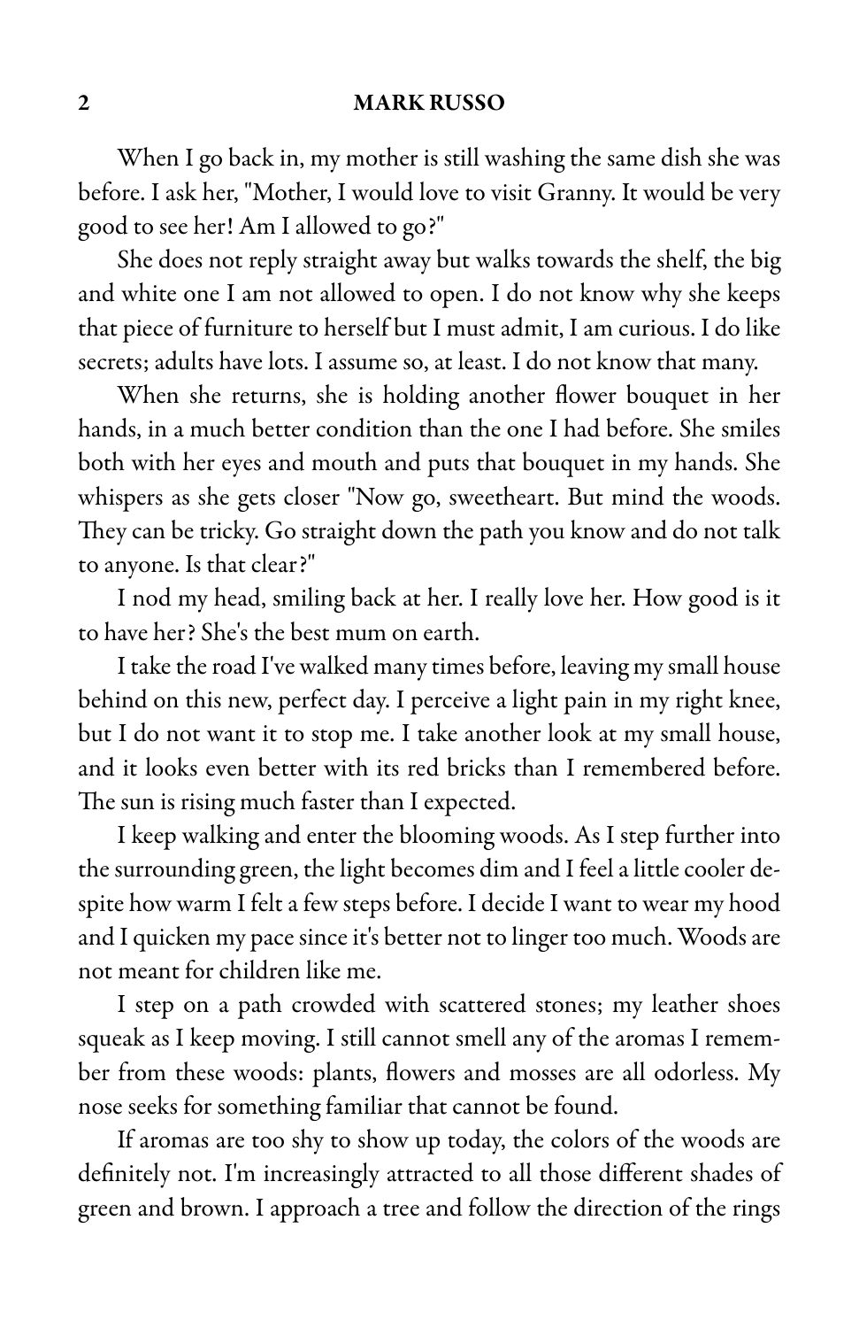When I go back in, my mother is still washing the same dish she was before. I ask her, "Mother, I would love to visit Granny. It would be very good to see her! Am I allowed to go?"

She does not reply straight away but walks towards the shelf, the big and white one I am not allowed to open. I do not know why she keeps that piece of furniture to herself but I must admit, I am curious. I do like secrets; adults have lots. I assume so, at least. I do not know that many.

When she returns, she is holding another flower bouquet in her hands, in a much better condition than the one I had before. She smiles both with her eyes and mouth and puts that bouquet in my hands. She whispers as she gets closer "Now go, sweetheart. But mind the woods. They can be tricky. Go straight down the path you know and do not talk to anyone. Is that clear?"

I nod my head, smiling back at her. I really love her. How good is it to have her? She's the best mum on earth.

I take the road I've walked many times before, leaving my small house behind on this new, perfect day. I perceive a light pain in my right knee, but I do not want it to stop me. I take another look at my small house, and it looks even better with its red bricks than I remembered before. The sun is rising much faster than I expected.

I keep walking and enter the blooming woods. As I step further into the surrounding green, the light becomes dim and I feel a little cooler despite how warm I felt a few steps before. I decide I want to wear my hood and I quicken my pace since it's better not to linger too much. Woods are not meant for children like me.

I step on a path crowded with scattered stones; my leather shoes squeak as I keep moving. I still cannot smell any of the aromas I remember from these woods: plants, flowers and mosses are all odorless. My nose seeks for something familiar that cannot be found.

If aromas are too shy to show up today, the colors of the woods are definitely not. I'm increasingly attracted to all those different shades of green and brown. I approach a tree and follow the direction of the rings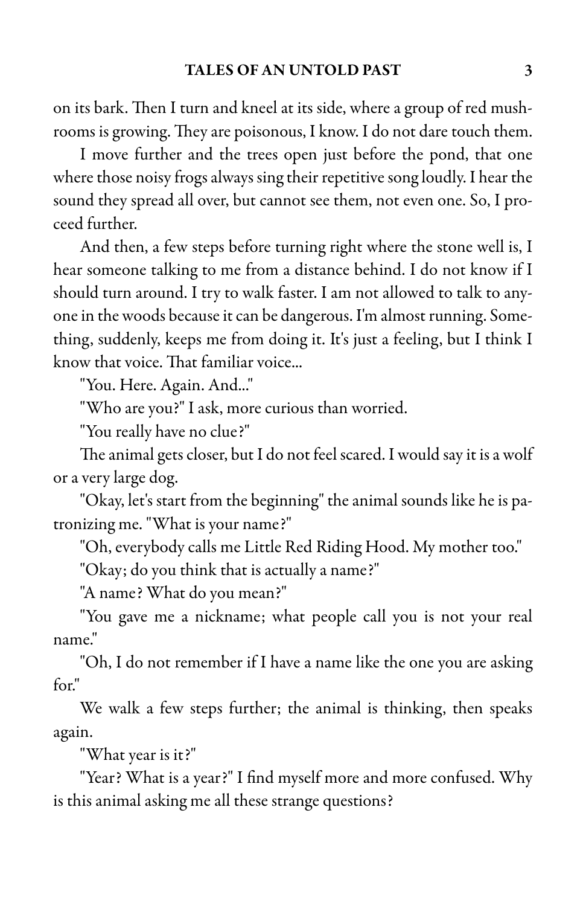on its bark. Then I turn and kneel at its side, where a group of red mushrooms is growing. They are poisonous, I know. I do not dare touch them.

I move further and the trees open just before the pond, that one where those noisy frogs always sing their repetitive song loudly. I hear the sound they spread all over, but cannot see them, not even one. So, I proceed further.

And then, a few steps before turning right where the stone well is, I hear someone talking to me from a distance behind. I do not know if I should turn around. I try to walk faster. I am not allowed to talk to anyone in the woods because it can be dangerous. I'm almost running. Something, suddenly, keeps me from doing it. It's just a feeling, but I think I know that voice. That familiar voice...

"You. Here. Again. And..."

"Who are you?" I ask, more curious than worried.

"You really have no clue?"

The animal gets closer, but I do not feel scared. I would say it is a wolf or a very large dog.

"Okay, let's start from the beginning" the animal sounds like he is patronizing me. "What is your name?"

"Oh, everybody calls me Little Red Riding Hood. My mother too."

"Okay; do you think that is actually a name?"

"A name? What do you mean?"

"You gave me a nickname; what people call you is not your real name."

"Oh, I do not remember if I have a name like the one you are asking for."

We walk a few steps further; the animal is thinking, then speaks again.

"What year is it?"

"Year? What is a year?" I find myself more and more confused. Why is this animal asking me all these strange questions?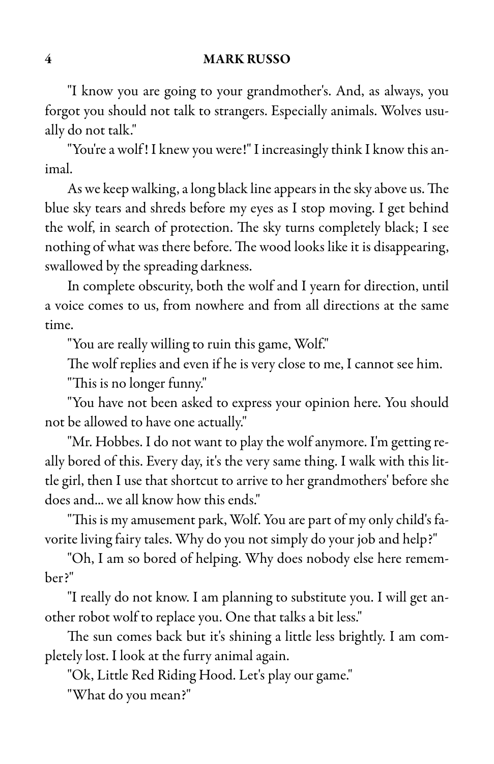"I know you are going to your grandmother's. And, as always, you forgot you should not talk to strangers. Especially animals. Wolves usually do not talk."

"You're a wolf! I knew you were!" I increasingly think I know this animal.

As we keep walking, a long black line appears in the sky above us. The blue sky tears and shreds before my eyes as I stop moving. I get behind the wolf, in search of protection. The sky turns completely black; I see nothing of what was there before. The wood looks like it is disappearing, swallowed by the spreading darkness.

In complete obscurity, both the wolf and I yearn for direction, until a voice comes to us, from nowhere and from all directions at the same time.

"You are really willing to ruin this game, Wolf."

The wolf replies and even if he is very close to me, I cannot see him.

"This is no longer funny."

"You have not been asked to express your opinion here. You should not be allowed to have one actually."

"Mr. Hobbes. I do not want to play the wolf anymore. I'm getting really bored of this. Every day, it's the very same thing. I walk with this little girl, then I use that shortcut to arrive to her grandmothers' before she does and... we all know how this ends."

"This is my amusement park, Wolf. You are part of my only child's favorite living fairy tales. Why do you not simply do your job and help?"

"Oh, I am so bored of helping. Why does nobody else here remember?"

"I really do not know. I am planning to substitute you. I will get another robot wolf to replace you. One that talks a bit less."

The sun comes back but it's shining a little less brightly. I am completely lost. I look at the furry animal again.

"Ok, Little Red Riding Hood. Let's play our game."

"What do you mean?"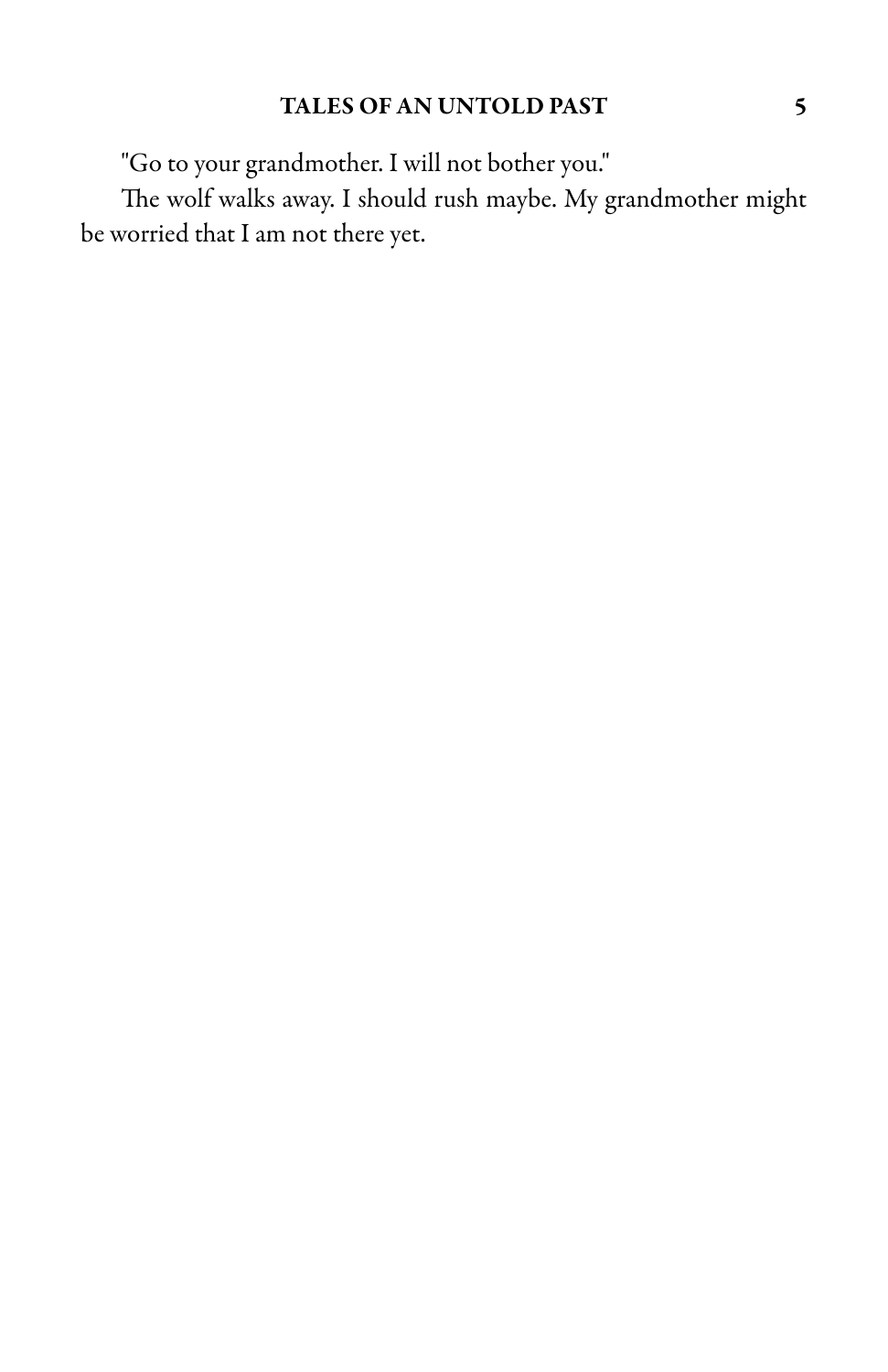"Go to your grandmother. I will not bother you."

The wolf walks away. I should rush maybe. My grandmother might be worried that I am not there yet.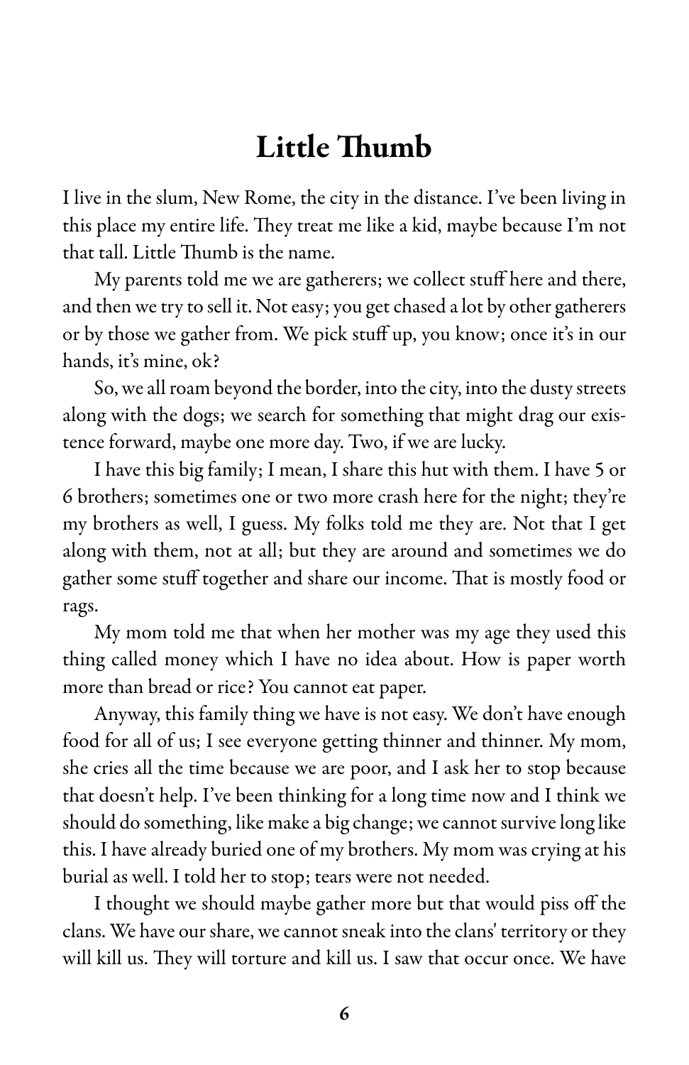# Little Thumb

I live in the slum, New Rome, the city in the distance. I've been living in this place my entire life. They treat me like a kid, maybe because I'm not that tall. Little Thumb is the name.

My parents told me we are gatherers; we collect stuff here and there, and then we try to sell it. Not easy; you get chased a lot by other gatherers or by those we gather from. We pick stuff up, you know; once it's in our hands, it's mine, ok?

So, we all roam beyond the border, into the city, into the dusty streets along with the dogs; we search for something that might drag our existence forward, maybe one more day. Two, if we are lucky.

I have this big family; I mean, I share this hut with them. I have 5 or 6 brothers; sometimes one or two more crash here for the night; they're my brothers as well, I guess. My folks told me they are. Not that I get along with them, not at all; but they are around and sometimes we do gather some stuff together and share our income. That is mostly food or rags.

My mom told me that when her mother was my age they used this thing called money which I have no idea about. How is paper worth more than bread or rice? You cannot eat paper.

Anyway, this family thing we have is not easy. We don't have enough food for all of us; I see everyone getting thinner and thinner. My mom, she cries all the time because we are poor, and I ask her to stop because that doesn't help. I've been thinking for a long time now and I think we should do something, like make a big change; we cannot survive long like this. I have already buried one of my brothers. My mom was crying at his burial as well. I told her to stop; tears were not needed.

I thought we should maybe gather more but that would piss off the clans. We have our share, we cannot sneak into the clans' territory or they will kill us. They will torture and kill us. I saw that occur once. We have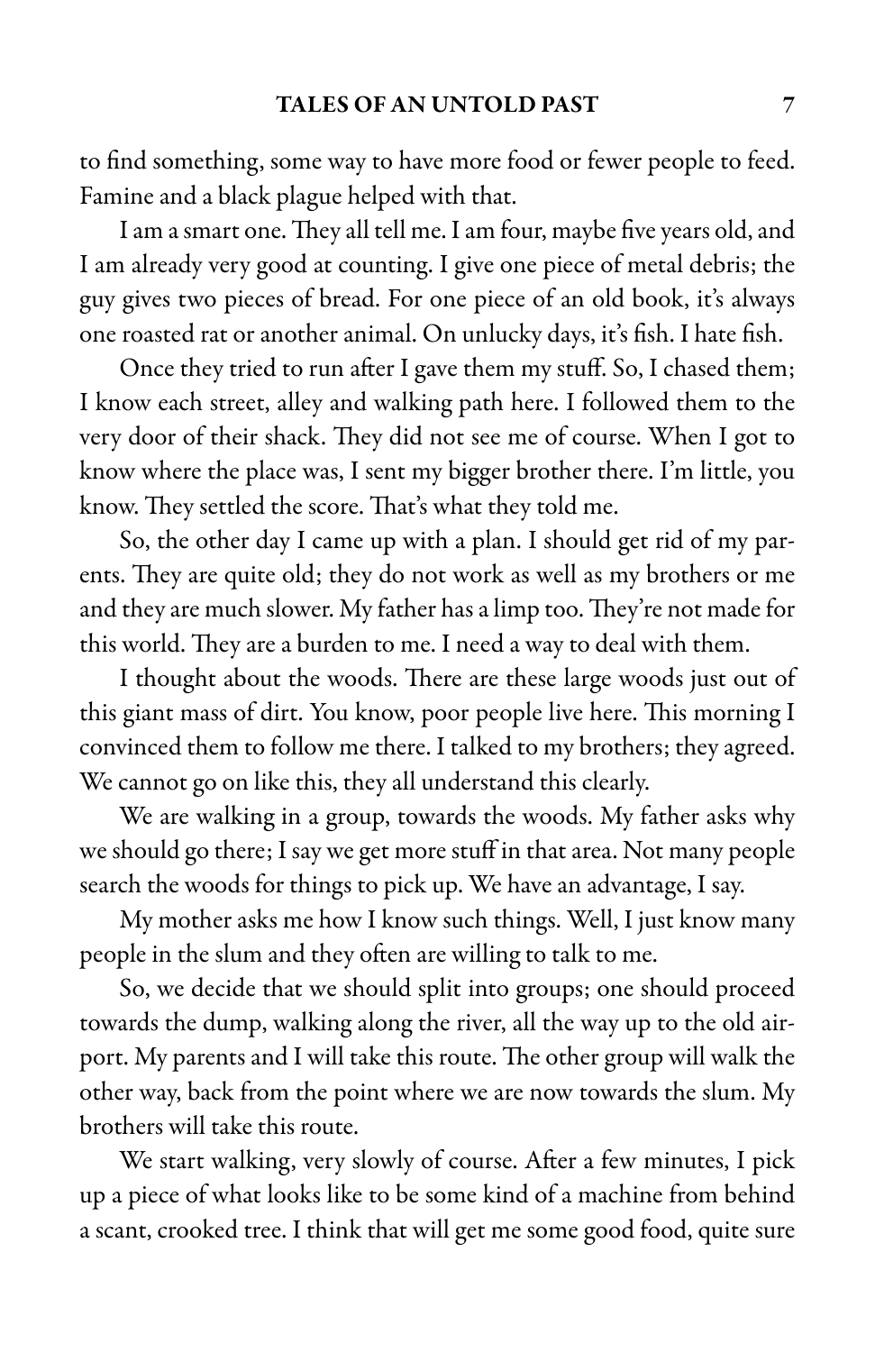to find something, some way to have more food or fewer people to feed. Famine and a black plague helped with that.

I am a smart one. They all tell me. I am four, maybe five years old, and I am already very good at counting. I give one piece of metal debris; the guy gives two pieces of bread. For one piece of an old book, it's always one roasted rat or another animal. On unlucky days, it's fish. I hate fish.

Once they tried to run after I gave them my stuff. So, I chased them; I know each street, alley and walking path here. I followed them to the very door of their shack. They did not see me of course. When I got to know where the place was, I sent my bigger brother there. I'm little, you know. They settled the score. That's what they told me.

So, the other day I came up with a plan. I should get rid of my parents. They are quite old; they do not work as well as my brothers or me and they are much slower. My father has a limp too. They're not made for this world. They are a burden to me. I need a way to deal with them.

I thought about the woods. There are these large woods just out of this giant mass of dirt. You know, poor people live here. This morning I convinced them to follow me there. I talked to my brothers; they agreed. We cannot go on like this, they all understand this clearly.

We are walking in a group, towards the woods. My father asks why we should go there; I say we get more stuff in that area. Not many people search the woods for things to pick up. We have an advantage, I say.

My mother asks me how I know such things. Well, I just know many people in the slum and they often are willing to talk to me.

So, we decide that we should split into groups; one should proceed towards the dump, walking along the river, all the way up to the old airport. My parents and I will take this route. The other group will walk the other way, back from the point where we are now towards the slum. My brothers will take this route.

We start walking, very slowly of course. After a few minutes, I pick up a piece of what looks like to be some kind of a machine from behind a scant, crooked tree. I think that will get me some good food, quite sure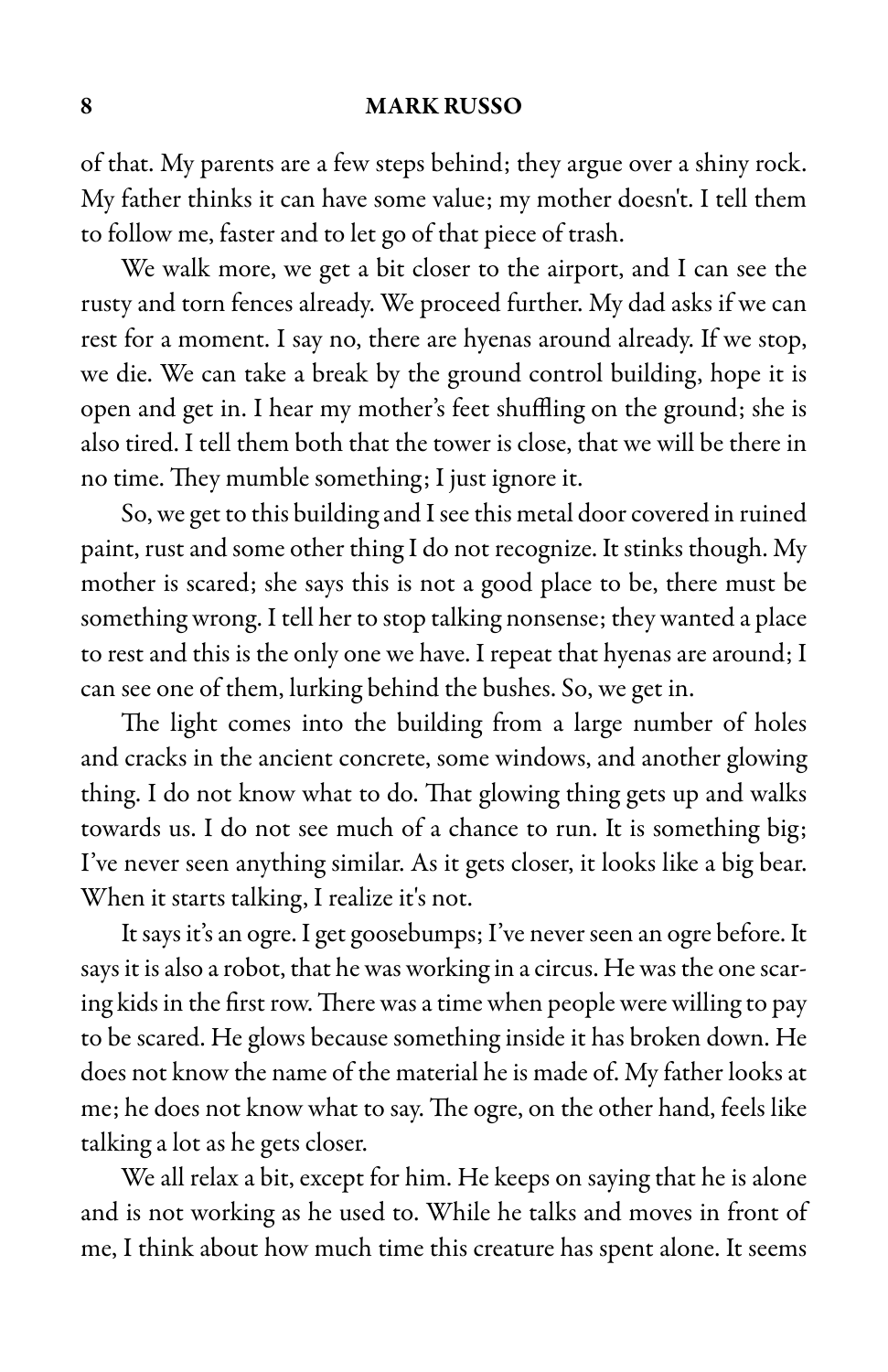of that. My parents are a few steps behind; they argue over a shiny rock. My father thinks it can have some value; my mother doesn't. I tell them to follow me, faster and to let go of that piece of trash.

We walk more, we get a bit closer to the airport, and I can see the rusty and torn fences already. We proceed further. My dad asks if we can rest for a moment. I say no, there are hyenas around already. If we stop, we die. We can take a break by the ground control building, hope it is open and get in. I hear my mother's feet shuffling on the ground; she is also tired. I tell them both that the tower is close, that we will be there in no time. They mumble something; I just ignore it.

So, we get to this building and I see this metal door covered in ruined paint, rust and some other thing I do not recognize. It stinks though. My mother is scared; she says this is not a good place to be, there must be something wrong. I tell her to stop talking nonsense; they wanted a place to rest and this is the only one we have. I repeat that hyenas are around; I can see one of them, lurking behind the bushes. So, we get in.

The light comes into the building from a large number of holes and cracks in the ancient concrete, some windows, and another glowing thing. I do not know what to do. That glowing thing gets up and walks towards us. I do not see much of a chance to run. It is something big; I've never seen anything similar. As it gets closer, it looks like a big bear. When it starts talking, I realize it's not.

It says it's an ogre. I get goosebumps; I've never seen an ogre before. It says it is also a robot, that he was working in a circus. He was the one scaring kids in the first row. There was a time when people were willing to pay to be scared. He glows because something inside it has broken down. He does not know the name of the material he is made of. My father looks at me; he does not know what to say. The ogre, on the other hand, feels like talking a lot as he gets closer.

We all relax a bit, except for him. He keeps on saying that he is alone and is not working as he used to. While he talks and moves in front of me, I think about how much time this creature has spent alone. It seems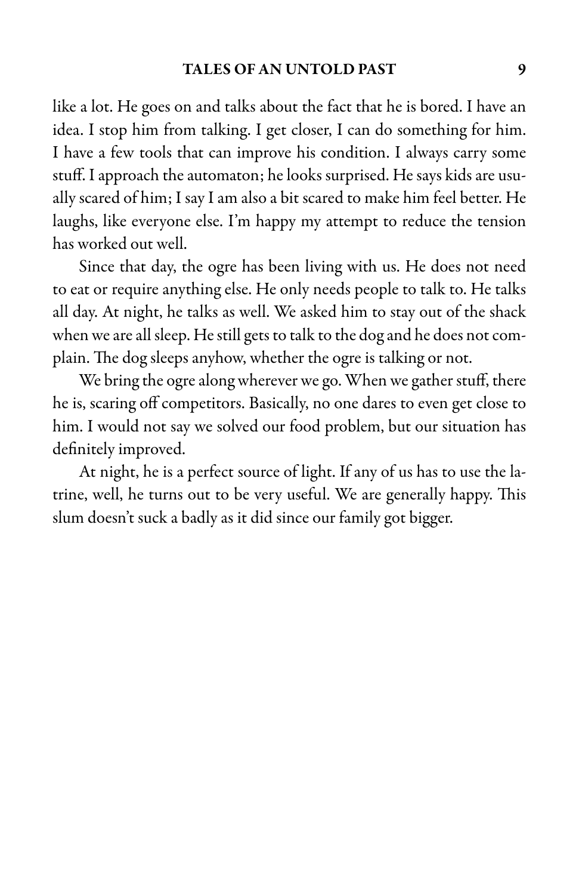like a lot. He goes on and talks about the fact that he is bored. I have an idea. I stop him from talking. I get closer, I can do something for him. I have a few tools that can improve his condition. I always carry some stuff. I approach the automaton; he looks surprised. He says kids are usually scared of him; I say I am also a bit scared to make him feel better. He laughs, like everyone else. I'm happy my attempt to reduce the tension has worked out well.

Since that day, the ogre has been living with us. He does not need to eat or require anything else. He only needs people to talk to. He talks all day. At night, he talks as well. We asked him to stay out of the shack when we are all sleep. He still gets to talk to the dog and he does not complain. The dog sleeps anyhow, whether the ogre is talking or not.

We bring the ogre along wherever we go. When we gather stuff, there he is, scaring off competitors. Basically, no one dares to even get close to him. I would not say we solved our food problem, but our situation has definitely improved.

At night, he is a perfect source of light. If any of us has to use the latrine, well, he turns out to be very useful. We are generally happy. This slum doesn't suck a badly as it did since our family got bigger.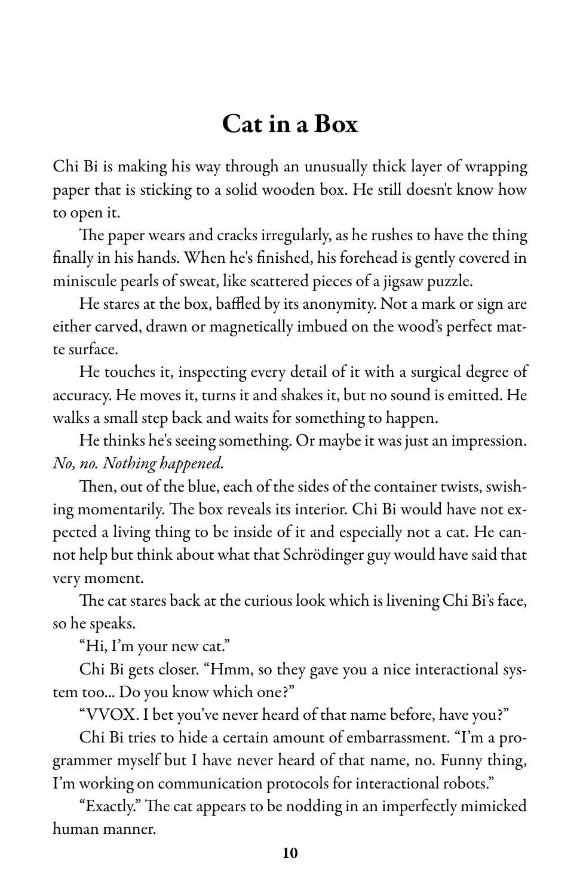# Cat in a Box

Chi Bi is making his way through an unusually thick layer of wrapping paper that is sticking to a solid wooden box. He still doesn't know how to open it.

The paper wears and cracks irregularly, as he rushes to have the thing finally in his hands. When he's finished, his forehead is gently covered in miniscule pearls of sweat, like scattered pieces of a jigsaw puzzle.

He stares at the box, baffled by its anonymity. Not a mark or sign are either carved, drawn or magnetically imbued on the wood's perfect matte surface.

He touches it, inspecting every detail of it with a surgical degree of accuracy. He moves it, turns it and shakes it, but no sound is emitted. He walks a small step back and waits for something to happen.

He thinks he's seeing something. Or maybe it was just an impression. *No, no. Nothing happened.*

Then, out of the blue, each of the sides of the container twists, swishing momentarily. The box reveals its interior. Chi Bi would have not expected a living thing to be inside of it and especially not a cat. He cannot help but think about what that Schrödinger guy would have said that very moment.

The cat stares back at the curious look which is livening Chi Bi's face, so he speaks.

"Hi, I'm your new cat."

Chi Bi gets closer. "Hmm, so they gave you a nice interactional system too... Do you know which one?"

"VVOX. I bet you've never heard of that name before, have you?"

Chi Bi tries to hide a certain amount of embarrassment. "I'm a programmer myself but I have never heard of that name, no. Funny thing, I'm working on communication protocols for interactional robots."

"Exactly." The cat appears to be nodding in an imperfectly mimicked human manner.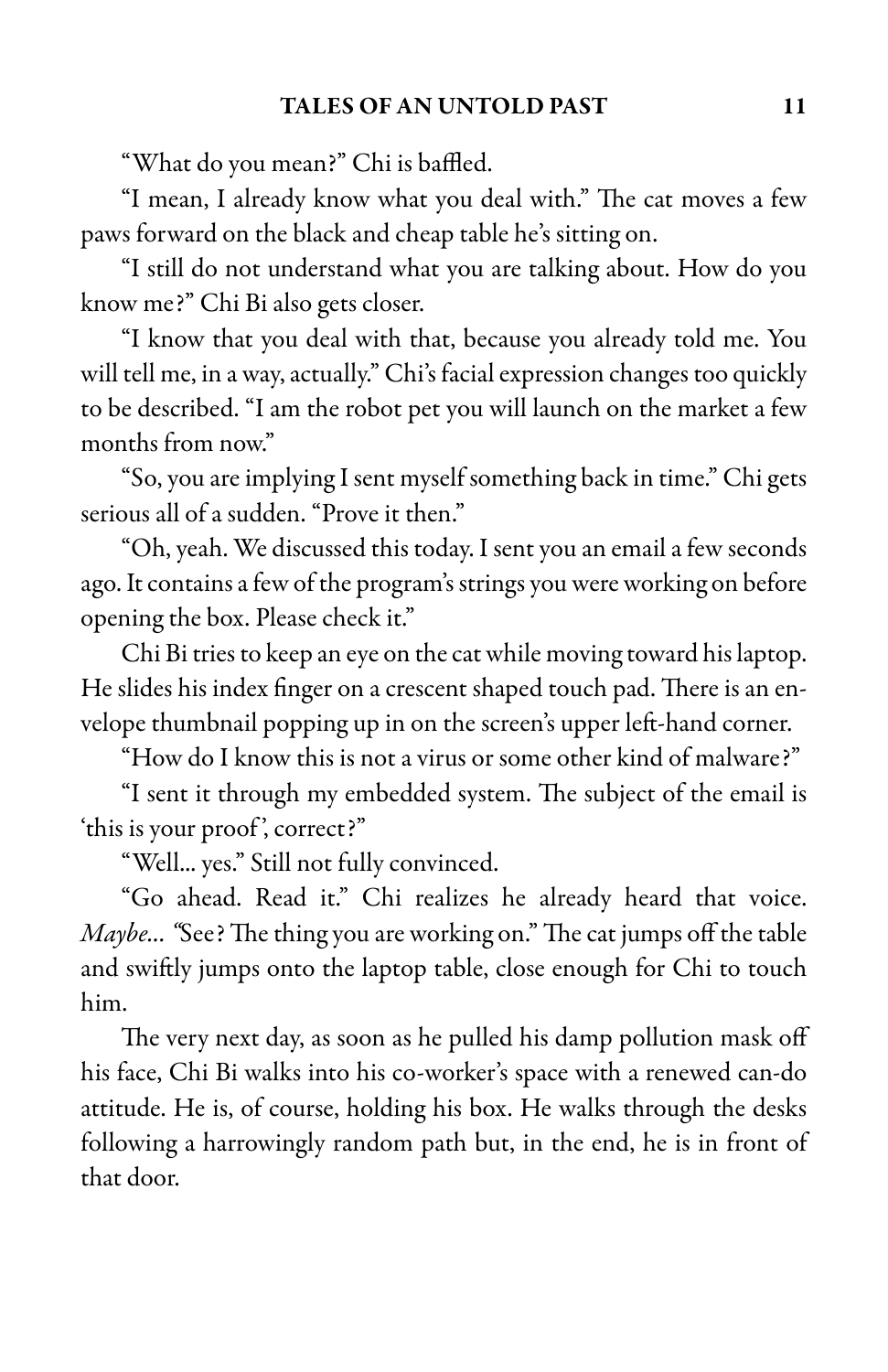"What do you mean?" Chi is baffled.

"I mean, I already know what you deal with." The cat moves a few paws forward on the black and cheap table he's sitting on.

"I still do not understand what you are talking about. How do you know me?" Chi Bi also gets closer.

"I know that you deal with that, because you already told me. You will tell me, in a way, actually." Chi's facial expression changes too quickly to be described. "I am the robot pet you will launch on the market a few months from now."

"So, you are implying I sent myself something back in time." Chi gets serious all of a sudden. "Prove it then."

"Oh, yeah. We discussed this today. I sent you an email a few seconds ago. It contains a few of the program's strings you were working on before opening the box. Please check it."

Chi Bi tries to keep an eye on the cat while moving toward his laptop. He slides his index finger on a crescent shaped touch pad. There is an envelope thumbnail popping up in on the screen's upper left-hand corner.

"How do I know this is not a virus or some other kind of malware?"

"I sent it through my embedded system. The subject of the email is 'this is your proof', correct?"

"Well... yes." Still not fully convinced.

"Go ahead. Read it." Chi realizes he already heard that voice. *Maybe... "*See? The thing you are working on." The cat jumps off the table and swiftly jumps onto the laptop table, close enough for Chi to touch him.

The very next day, as soon as he pulled his damp pollution mask off his face, Chi Bi walks into his co-worker's space with a renewed can-do attitude. He is, of course, holding his box. He walks through the desks following a harrowingly random path but, in the end, he is in front of that door.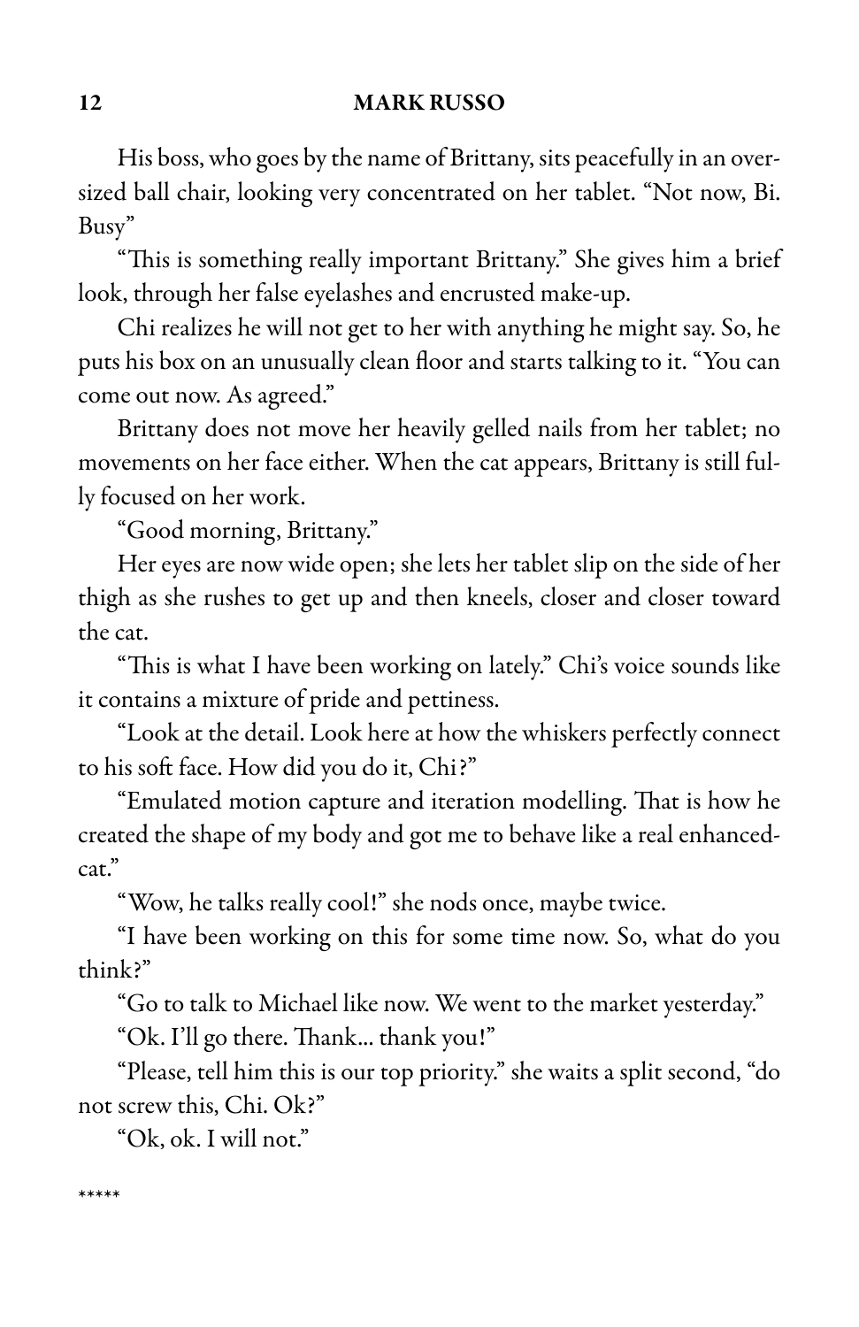His boss, who goes by the name of Brittany, sits peacefully in an oversized ball chair, looking very concentrated on her tablet. "Not now, Bi. Busy"

"This is something really important Brittany." She gives him a brief look, through her false eyelashes and encrusted make-up.

Chi realizes he will not get to her with anything he might say. So, he puts his box on an unusually clean floor and starts talking to it. "You can come out now. As agreed."

Brittany does not move her heavily gelled nails from her tablet; no movements on her face either. When the cat appears, Brittany is still fully focused on her work.

"Good morning, Brittany."

Her eyes are now wide open; she lets her tablet slip on the side of her thigh as she rushes to get up and then kneels, closer and closer toward the cat.

"This is what I have been working on lately." Chi's voice sounds like it contains a mixture of pride and pettiness.

"Look at the detail. Look here at how the whiskers perfectly connect to his soft face. How did you do it, Chi?"

"Emulated motion capture and iteration modelling. That is how he created the shape of my body and got me to behave like a real enhanced-cat."

"Wow, he talks really cool!" she nods once, maybe twice.

"I have been working on this for some time now. So, what do you think?"

"Go to talk to Michael like now. We went to the market yesterday."

"Ok. I'll go there. Thank... thank you!"

"Please, tell him this is our top priority." she waits a split second, "do not screw this, Chi. Ok?"

"Ok, ok. I will not."

*****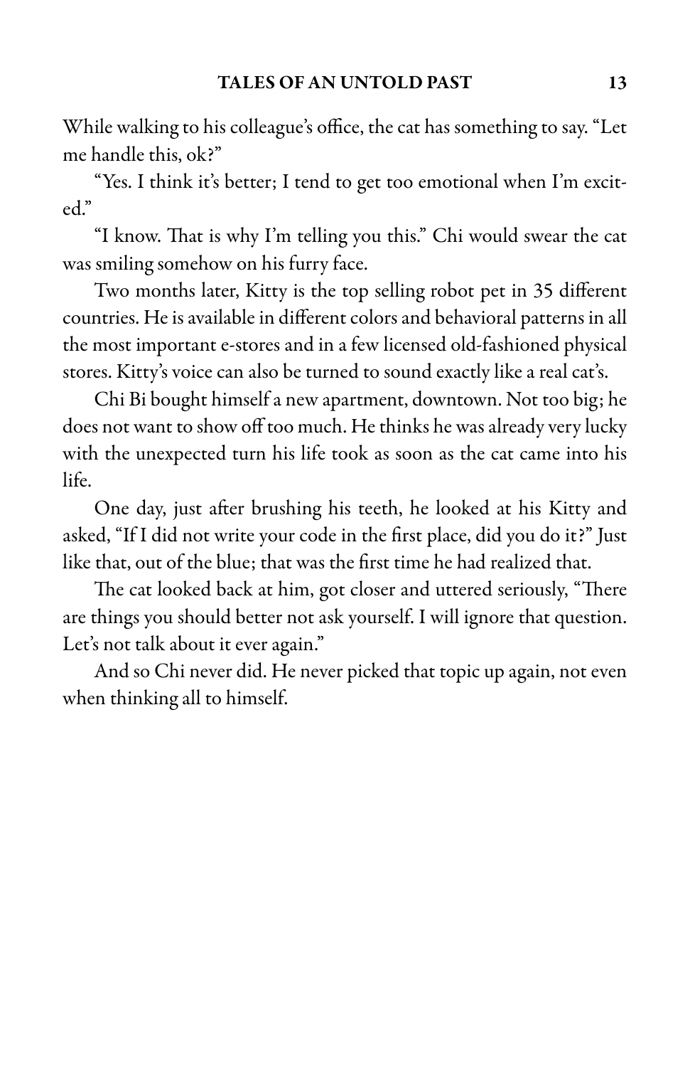While walking to his colleague's office, the cat has something to say. "Let me handle this, ok?"

"Yes. I think it's better; I tend to get too emotional when I'm excited."

"I know. That is why I'm telling you this." Chi would swear the cat was smiling somehow on his furry face.

Two months later, Kitty is the top selling robot pet in 35 different countries. He is available in different colors and behavioral patterns in all the most important e-stores and in a few licensed old-fashioned physical stores. Kitty's voice can also be turned to sound exactly like a real cat's.

Chi Bi bought himself a new apartment, downtown. Not too big; he does not want to show off too much. He thinks he was already very lucky with the unexpected turn his life took as soon as the cat came into his life.

One day, just after brushing his teeth, he looked at his Kitty and asked, "If I did not write your code in the first place, did you do it?" Just like that, out of the blue; that was the first time he had realized that.

The cat looked back at him, got closer and uttered seriously, "There are things you should better not ask yourself. I will ignore that question. Let's not talk about it ever again."

And so Chi never did. He never picked that topic up again, not even when thinking all to himself.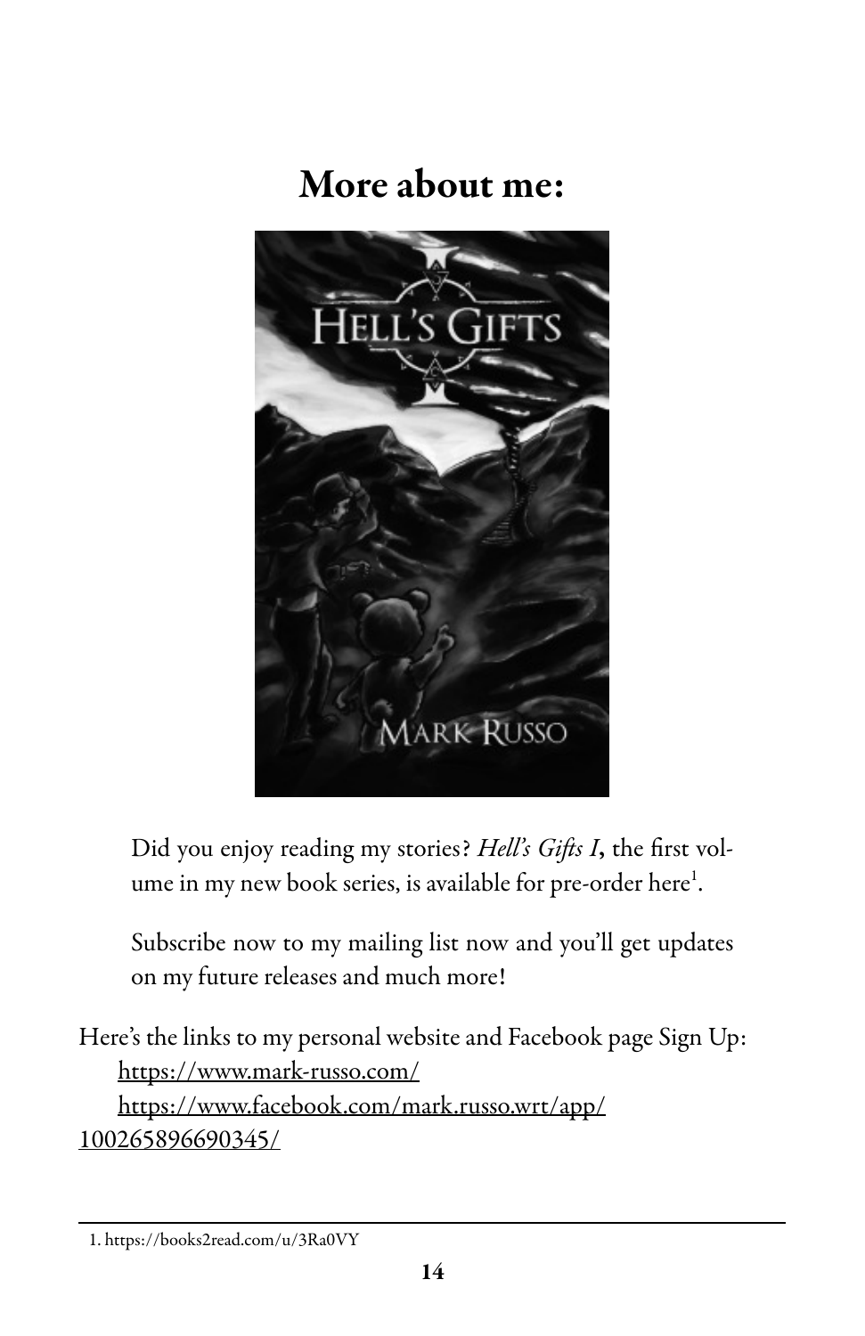# More about me:

Did you enjoy reading my stories? *Hell's Gifts I*, the first volume in my new book series, is available for pre-order here[1].

Subscribe now to my mailing list now and you'll get updates on my future releases and much more!

Here's the links to my personal website and Facebook page Sign Up:
https://www.mark-russo.com/
https://www.facebook.com/mark.russo.wrt/app/100265896690345/

1. https://books2read.com/u/3Ra0VY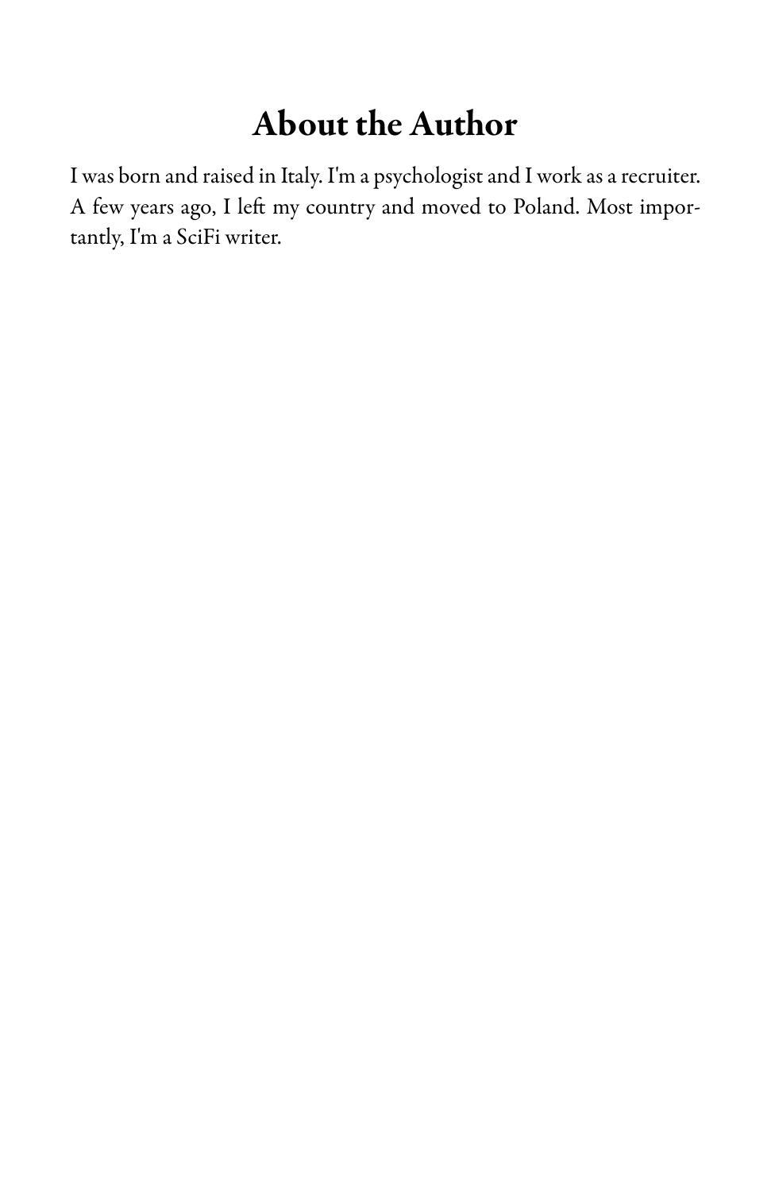# About the Author

I was born and raised in Italy. I'm a psychologist and I work as a recruiter. A few years ago, I left my country and moved to Poland. Most importantly, I'm a SciFi writer.